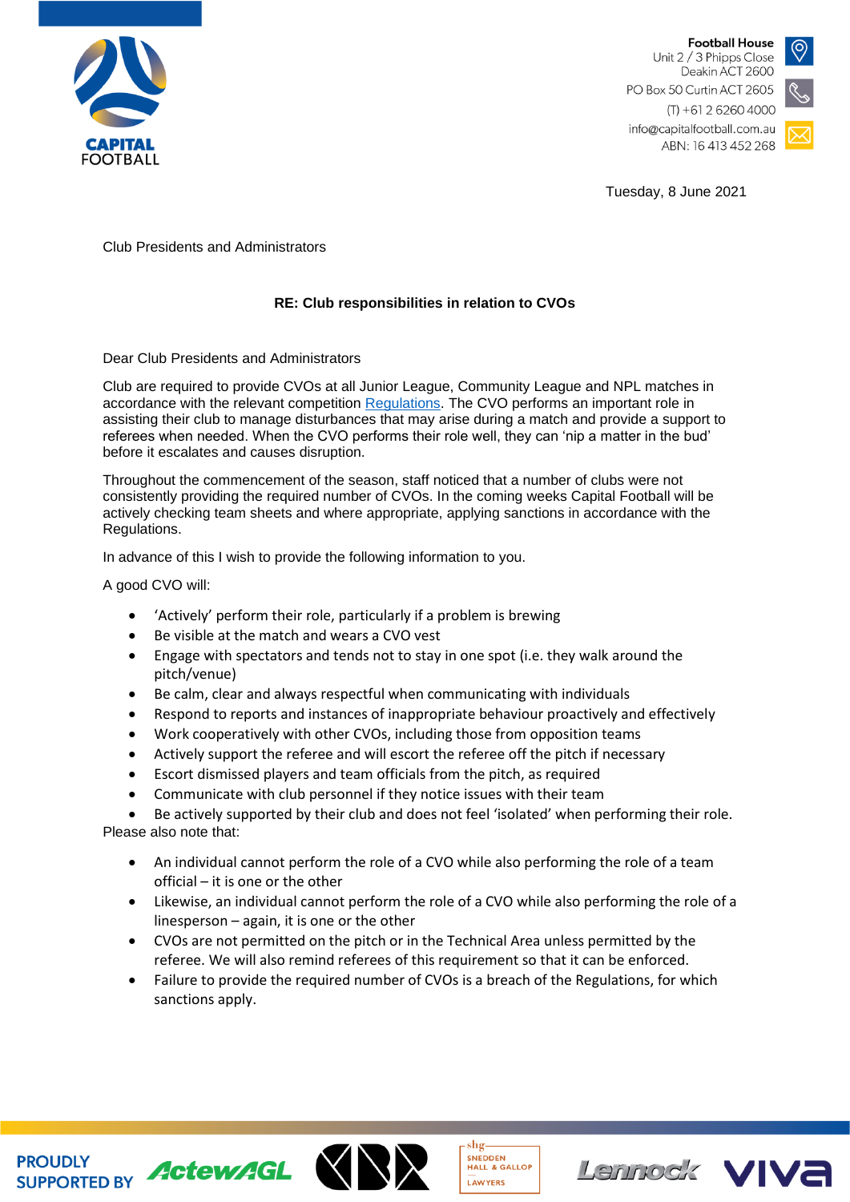**CAPITAL FOOTBALL**

**Football House**
Unit 2 / 3 Phipps Close
Deakin ACT 2600
PO Box 50 Curtin ACT 2605
(T) +61 2 6260 4000
info@capitalfootball.com.au
ABN: 16 413 452 268

Tuesday, 8 June 2021

Club Presidents and Administrators

**RE: Club responsibilities in relation to CVOs**

Dear Club Presidents and Administrators

Club are required to provide CVOs at all Junior League, Community League and NPL matches in accordance with the relevant competition Regulations. The CVO performs an important role in assisting their club to manage disturbances that may arise during a match and provide a support to referees when needed. When the CVO performs their role well, they can 'nip a matter in the bud' before it escalates and causes disruption.

Throughout the commencement of the season, staff noticed that a number of clubs were not consistently providing the required number of CVOs. In the coming weeks Capital Football will be actively checking team sheets and where appropriate, applying sanctions in accordance with the Regulations.

In advance of this I wish to provide the following information to you.

A good CVO will:

- 'Actively' perform their role, particularly if a problem is brewing
- Be visible at the match and wears a CVO vest
- Engage with spectators and tends not to stay in one spot (i.e. they walk around the pitch/venue)
- Be calm, clear and always respectful when communicating with individuals
- Respond to reports and instances of inappropriate behaviour proactively and effectively
- Work cooperatively with other CVOs, including those from opposition teams
- Actively support the referee and will escort the referee off the pitch if necessary
- Escort dismissed players and team officials from the pitch, as required
- Communicate with club personnel if they notice issues with their team
- Be actively supported by their club and does not feel 'isolated' when performing their role.

Please also note that:

- An individual cannot perform the role of a CVO while also performing the role of a team official – it is one or the other
- Likewise, an individual cannot perform the role of a CVO while also performing the role of a linesperson – again, it is one or the other
- CVOs are not permitted on the pitch or in the Technical Area unless permitted by the referee. We will also remind referees of this requirement so that it can be enforced.
- Failure to provide the required number of CVOs is a breach of the Regulations, for which sanctions apply.

PROUDLY SUPPORTED BY ActewAGL CBR Snedden Hall & Gallop Lawyers Lennock Viva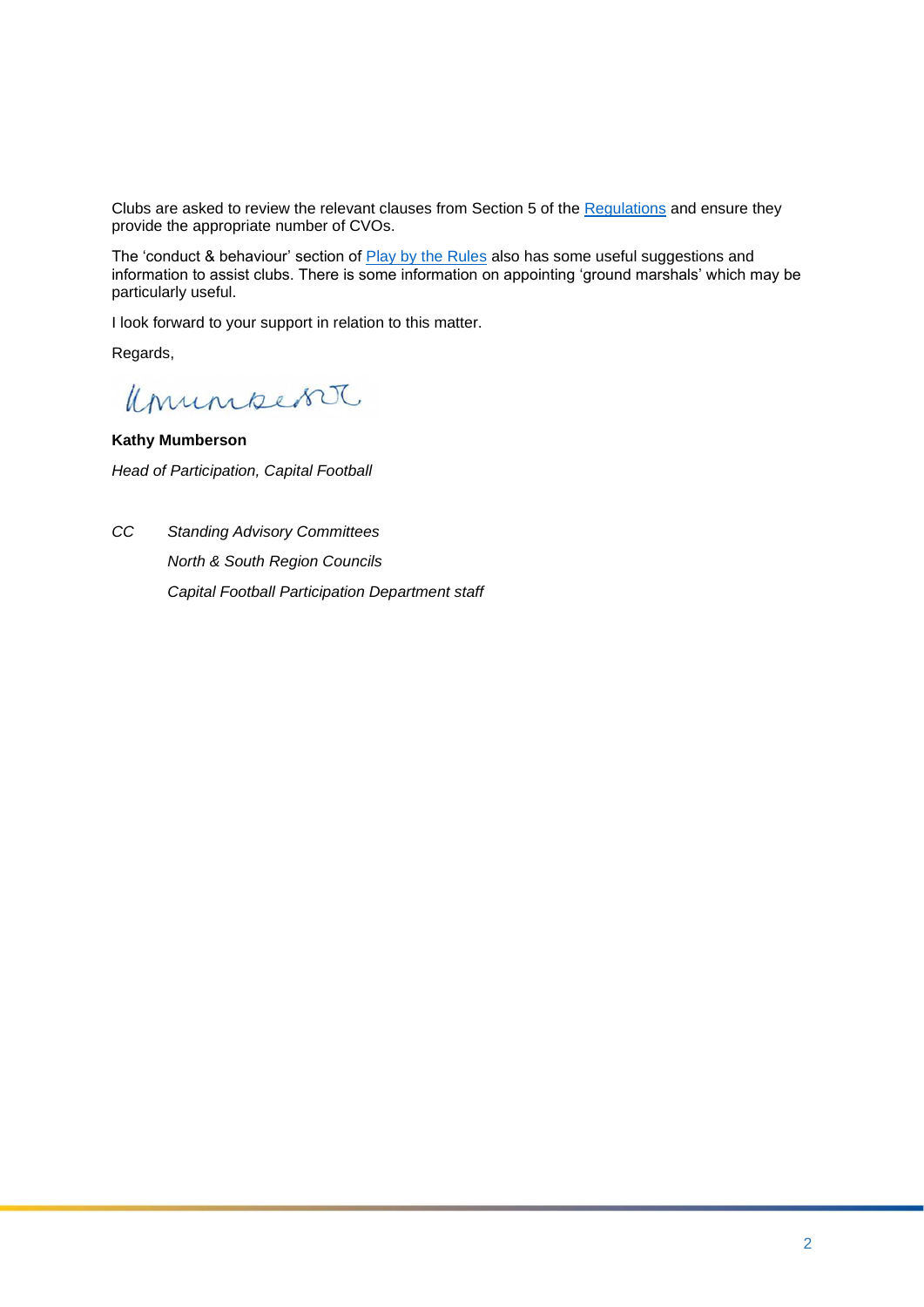Clubs are asked to review the relevant clauses from Section 5 of the Regulations and ensure they provide the appropriate number of CVOs.

The 'conduct & behaviour' section of Play by the Rules also has some useful suggestions and information to assist clubs. There is some information on appointing 'ground marshals' which may be particularly useful.

I look forward to your support in relation to this matter.

Regards,

**Kathy Mumberson**

*Head of Participation, Capital Football*

*CC* *Standing Advisory Committees*

*North & South Region Councils*

*Capital Football Participation Department staff*